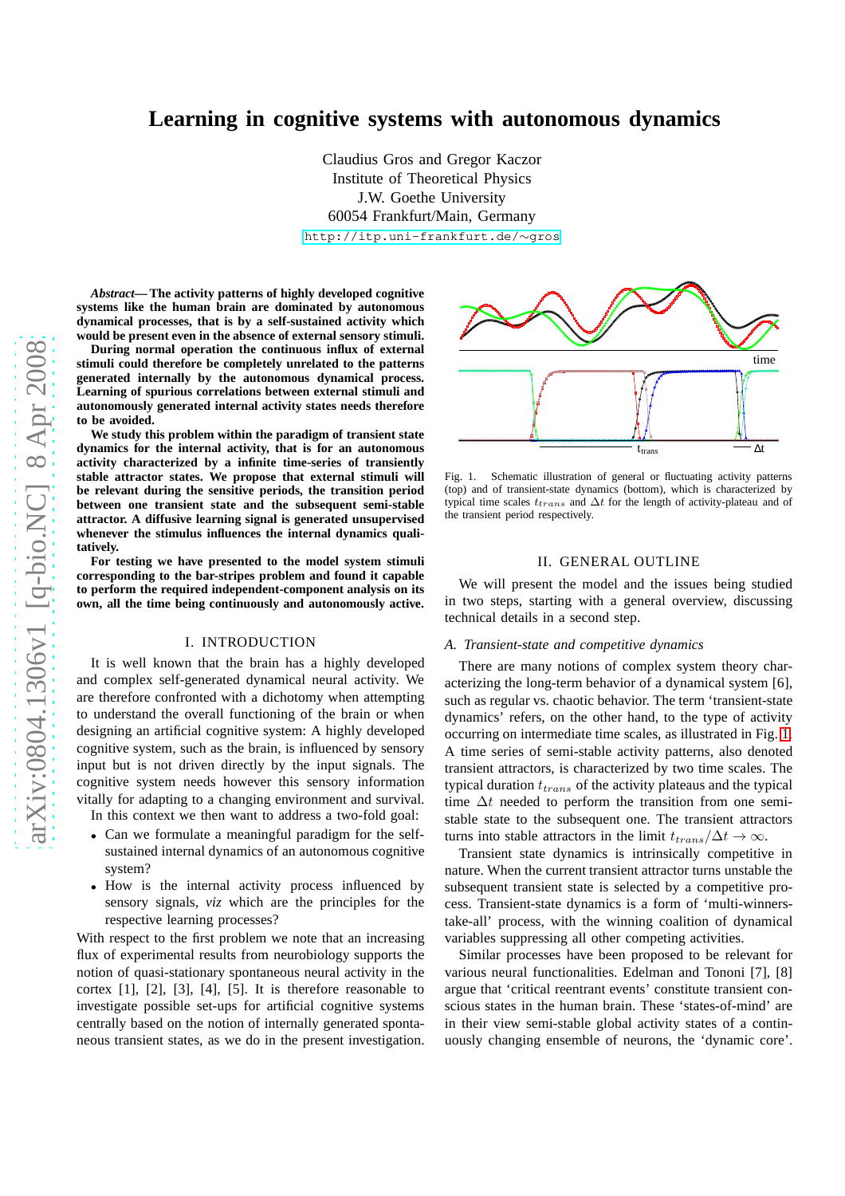# Learning in cognitive systems with autonomous dynamics

Claudius Gros and Gregor Kaczor
Institute of Theoretical Physics
J.W. Goethe University
60054 Frankfurt/Main, Germany
http://itp.uni-frankfurt.de/~gros

***Abstract*— The activity patterns of highly developed cognitive systems like the human brain are dominated by autonomous dynamical processes, that is by a self-sustained activity which would be present even in the absence of external sensory stimuli.**

**During normal operation the continuous influx of external stimuli could therefore be completely unrelated to the patterns generated internally by the autonomous dynamical process. Learning of spurious correlations between external stimuli and autonomously generated internal activity states needs therefore to be avoided.**

**We study this problem within the paradigm of transient state dynamics for the internal activity, that is for an autonomous activity characterized by a infinite time-series of transiently stable attractor states. We propose that external stimuli will be relevant during the sensitive periods, the transition period between one transient state and the subsequent semi-stable attractor. A diffusive learning signal is generated unsupervised whenever the stimulus influences the internal dynamics qualitatively.**

**For testing we have presented to the model system stimuli corresponding to the bar-stripes problem and found it capable to perform the required independent-component analysis on its own, all the time being continuously and autonomously active.**

## I. Introduction

It is well known that the brain has a highly developed and complex self-generated dynamical neural activity. We are therefore confronted with a dichotomy when attempting to understand the overall functioning of the brain or when designing an artificial cognitive system: A highly developed cognitive system, such as the brain, is influenced by sensory input but is not driven directly by the input signals. The cognitive system needs however this sensory information vitally for adapting to a changing environment and survival.

In this context we then want to address a two-fold goal:

- Can we formulate a meaningful paradigm for the self-sustained internal dynamics of an autonomous cognitive system?
- How is the internal activity process influenced by sensory signals, *viz* which are the principles for the respective learning processes?

With respect to the first problem we note that an increasing flux of experimental results from neurobiology supports the notion of quasi-stationary spontaneous neural activity in the cortex [1], [2], [3], [4], [5]. It is therefore reasonable to investigate possible set-ups for artificial cognitive systems centrally based on the notion of internally generated spontaneous transient states, as we do in the present investigation.

Fig. 1. Schematic illustration of general or fluctuating activity patterns (top) and of transient-state dynamics (bottom), which is characterized by typical time scales $t_{trans}$ and $\Delta t$ for the length of activity-plateau and of the transient period respectively.

## II. General Outline

We will present the model and the issues being studied in two steps, starting with a general overview, discussing technical details in a second step.

### *A. Transient-state and competitive dynamics*

There are many notions of complex system theory characterizing the long-term behavior of a dynamical system [6], such as regular vs. chaotic behavior. The term 'transient-state dynamics' refers, on the other hand, to the type of activity occurring on intermediate time scales, as illustrated in Fig. 1. A time series of semi-stable activity patterns, also denoted transient attractors, is characterized by two time scales. The typical duration $t_{trans}$ of the activity plateaus and the typical time $\Delta t$ needed to perform the transition from one semi-stable state to the subsequent one. The transient attractors turns into stable attractors in the limit $t_{trans}/\Delta t \to \infty$.

Transient state dynamics is intrinsically competitive in nature. When the current transient attractor turns unstable the subsequent transient state is selected by a competitive process. Transient-state dynamics is a form of 'multi-winners-take-all' process, with the winning coalition of dynamical variables suppressing all other competing activities.

Similar processes have been proposed to be relevant for various neural functionalities. Edelman and Tononi [7], [8] argue that 'critical reentrant events' constitute transient conscious states in the human brain. These 'states-of-mind' are in their view semi-stable global activity states of a continuously changing ensemble of neurons, the 'dynamic core'.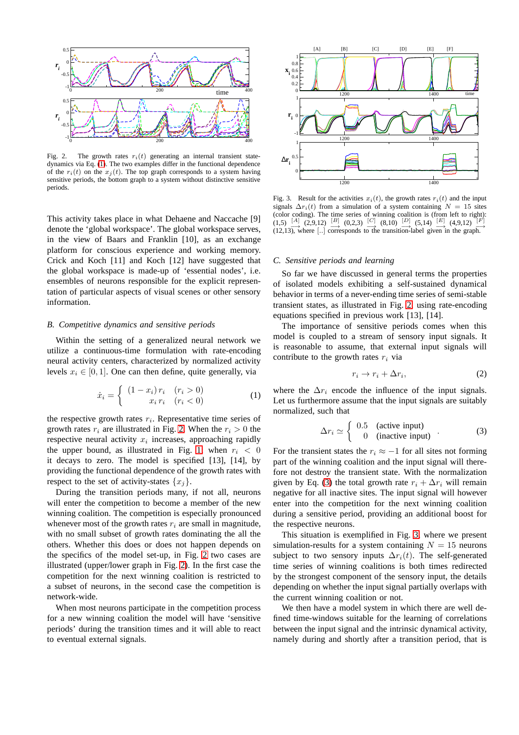Fig. 2. The growth rates $r_i(t)$ generating an internal transient state-dynamics via Eq. (1). The two examples differ in the functional dependence of the $r_i(t)$ on the $x_j(t)$. The top graph corresponds to a system having sensitive periods, the bottom graph to a system without distinctive sensitive periods.

This activity takes place in what Dehaene and Naccache [9] denote the 'global workspace'. The global workspace serves, in the view of Baars and Franklin [10], as an exchange platform for conscious experience and working memory. Crick and Koch [11] and Koch [12] have suggested that the global workspace is made-up of 'essential nodes', i.e. ensembles of neurons responsible for the explicit representation of particular aspects of visual scenes or other sensory information.

### *B. Competitive dynamics and sensitive periods*

Within the setting of a generalized neural network we utilize a continuous-time formulation with rate-encoding neural activity centers, characterized by normalized activity levels $x_i \in [0,1]$. One can then define, quite generally, via

$$\dot{x}_i = \begin{cases} (1-x_i)\, r_i & (r_i > 0) \\ x_i\, r_i & (r_i < 0) \end{cases} \tag{1}$$

the respective growth rates $r_i$. Representative time series of growth rates $r_i$ are illustrated in Fig. 2. When the $r_i > 0$ the respective neural activity $x_i$ increases, approaching rapidly the upper bound, as illustrated in Fig. 1, when $r_i < 0$ it decays to zero. The model is specified [13], [14], by providing the functional dependence of the growth rates with respect to the set of activity-states $\{x_j\}$.

During the transition periods many, if not all, neurons will enter the competition to become a member of the new winning coalition. The competition is especially pronounced whenever most of the growth rates $r_i$ are small in magnitude, with no small subset of growth rates dominating the all the others. Whether this does or does not happen depends on the specifics of the model set-up, in Fig. 2 two cases are illustrated (upper/lower graph in Fig. 2). In the first case the competition for the next winning coalition is restricted to a subset of neurons, in the second case the competition is network-wide.

When most neurons participate in the competition process for a new winning coalition the model will have 'sensitive periods' during the transition times and it will able to react to eventual external signals.

Fig. 3. Result for the activities $x_i(t)$, the growth rates $r_i(t)$ and the input signals $\Delta r_i(t)$ from a simulation of a system containing $N = 15$ sites (color coding). The time series of winning coalition is (from left to right): (1,5) $\xrightarrow{[A]}$ (2,9,12) $\xrightarrow{[B]}$ (0,2,3) $\xrightarrow{[C]}$ (8,10) $\xrightarrow{[D]}$ (5,14) $\xrightarrow{[E]}$ (4,9,12) $\xrightarrow{[F]}$ (12,13), where [..] corresponds to the transition-label given in the graph.

### *C. Sensitive periods and learning*

So far we have discussed in general terms the properties of isolated models exhibiting a self-sustained dynamical behavior in terms of a never-ending time series of semi-stable transient states, as illustrated in Fig. 2, using rate-encoding equations specified in previous work [13], [14].

The importance of sensitive periods comes when this model is coupled to a stream of sensory input signals. It is reasonable to assume, that external input signals will contribute to the growth rates $r_i$ via

$$r_i \to r_i + \Delta r_i, \tag{2}$$

where the $\Delta r_i$ encode the influence of the input signals. Let us furthermore assume that the input signals are suitably normalized, such that

$$\Delta r_i \simeq \begin{cases} 0.5 & \text{(active input)} \\ 0 & \text{(inactive input)} \end{cases} . \tag{3}$$

For the transient states the $r_i \approx -1$ for all sites not forming part of the winning coalition and the input signal will therefore not destroy the transient state. With the normalization given by Eq. (3) the total growth rate $r_i + \Delta r_i$ will remain negative for all inactive sites. The input signal will however enter into the competition for the next winning coalition during a sensitive period, providing an additional boost for the respective neurons.

This situation is exemplified in Fig. 3, where we present simulation-results for a system containing $N = 15$ neurons subject to two sensory inputs $\Delta r_i(t)$. The self-generated time series of winning coalitions is both times redirected by the strongest component of the sensory input, the details depending on whether the input signal partially overlaps with the current winning coalition or not.

We then have a model system in which there are well defined time-windows suitable for the learning of correlations between the input signal and the intrinsic dynamical activity, namely during and shortly after a transition period, that is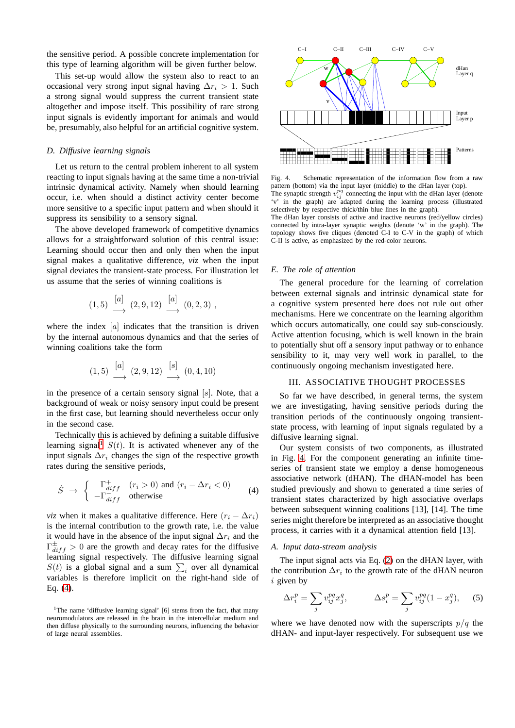the sensitive period. A possible concrete implementation for this type of learning algorithm will be given further below.

This set-up would allow the system also to react to an occasional very strong input signal having $\Delta r_i > 1$. Such a strong signal would suppress the current transient state altogether and impose itself. This possibility of rare strong input signals is evidently important for animals and would be, presumably, also helpful for an artificial cognitive system.

### D. Diffusive learning signals

Let us return to the central problem inherent to all system reacting to input signals having at the same time a non-trivial intrinsic dynamical activity. Namely when should learning occur, i.e. when should a distinct activity center become more sensitive to a specific input pattern and when should it suppress its sensibility to a sensory signal.

The above developed framework of competitive dynamics allows for a straightforward solution of this central issue: Learning should occur then and only then when the input signal makes a qualitative difference, *viz* when the input signal deviates the transient-state process. For illustration let us assume that the series of winning coalitions is

$$(1,5) \ \stackrel{[a]}{\longrightarrow}\ (2,9,12)\ \stackrel{[a]}{\longrightarrow}\ (0,2,3)\ ,$$

where the index $[a]$ indicates that the transition is driven by the internal autonomous dynamics and that the series of winning coalitions take the form

$$(1,5) \ \stackrel{[a]}{\longrightarrow}\ (2,9,12)\ \stackrel{[s]}{\longrightarrow}\ (0,4,10)$$

in the presence of a certain sensory signal $[s]$. Note, that a background of weak or noisy sensory input could be present in the first case, but learning should nevertheless occur only in the second case.

Technically this is achieved by defining a suitable diffusive learning signal[1] $S(t)$. It is activated whenever any of the input signals $\Delta r_i$ changes the sign of the respective growth rates during the sensitive periods,

$$\dot S \ \to\ \left\{ \begin{array}{ll} \Gamma^+_{diff} & (r_i>0) \text{ and } (r_i-\Delta r_i<0) \\ -\Gamma^-_{diff} & \text{otherwise} \end{array} \right. \qquad (4)$$

*viz* when it makes a qualitative difference. Here $(r_i - \Delta r_i)$ is the internal contribution to the growth rate, i.e. the value it would have in the absence of the input signal $\Delta r_i$ and the $\Gamma^{\pm}_{diff} > 0$ are the growth and decay rates for the diffusive learning signal respectively. The diffusive learning signal $S(t)$ is a global signal and a sum $\sum_i$ over all dynamical variables is therefore implicit on the right-hand side of Eq. (4).

[1] The name 'diffusive learning signal' [6] stems from the fact, that many neuromodulators are released in the brain in the intercellular medium and then diffuse physically to the surrounding neurons, influencing the behavior of large neural assemblies.

Fig. 4. Schematic representation of the information flow from a raw pattern (bottom) via the input layer (middle) to the dHan layer (top). The synaptic strength $v^{pq}_{ij}$ connecting the input with the dHan layer (denote 'v' in the graph) are adapted during the learning process (illustrated selectively by respective thick/thin blue lines in the graph).
The dHan layer consists of active and inactive neurons (red/yellow circles) connected by intra-layer synaptic weights (denote 'w' in the graph). The topology shows five cliques (denoted C-I to C-V in the graph) of which C-II is active, as emphasized by the red-color neurons.

### E. The role of attention

The general procedure for the learning of correlation between external signals and intrinsic dynamical state for a cognitive system presented here does not rule out other mechanisms. Here we concentrate on the learning algorithm which occurs automatically, one could say sub-consciously. Active attention focusing, which is well known in the brain to potentially shut off a sensory input pathway or to enhance sensibility to it, may very well work in parallel, to the continuously ongoing mechanism investigated here.

## III. Associative Thought Processes

So far we have described, in general terms, the system we are investigating, having sensitive periods during the transition periods of the continuously ongoing transient-state process, with learning of input signals regulated by a diffusive learning signal.

Our system consists of two components, as illustrated in Fig. 4. For the component generating an infinite time-series of transient state we employ a dense homogeneous associative network (dHAN). The dHAN-model has been studied previously and shown to generated a time series of transient states characterized by high associative overlaps between subsequent winning coalitions [13], [14]. The time series might therefore be interpreted as an associative thought process, it carries with it a dynamical attention field [13].

### A. Input data-stream analysis

The input signal acts via Eq. (2) on the dHAN layer, with the contribution $\Delta r_i$ to the growth rate of the dHAN neuron $i$ given by

$$\Delta r_i^p = \sum_j v_{ij}^{pq} x_j^q, \qquad \Delta s_i^p = \sum_j v_{ij}^{pq} (1-x_j^q), \qquad (5)$$

where we have denoted now with the superscripts $p/q$ the dHAN- and input-layer respectively. For subsequent use we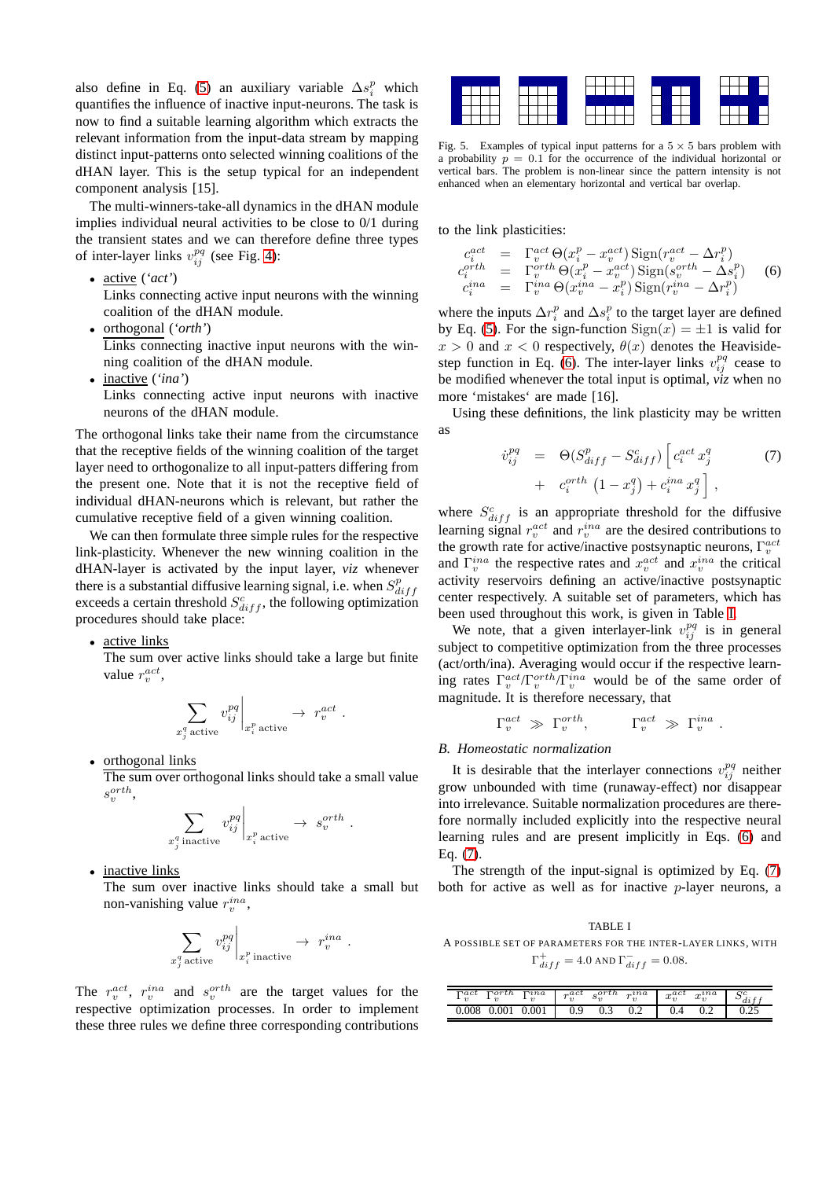also define in Eq. (5) an auxiliary variable $\Delta s_i^p$ which quantifies the influence of inactive input-neurons. The task is now to find a suitable learning algorithm which extracts the relevant information from the input-data stream by mapping distinct input-patterns onto selected winning coalitions of the dHAN layer. This is the setup typical for an independent component analysis [15].

The multi-winners-take-all dynamics in the dHAN module implies individual neural activities to be close to 0/1 during the transient states and we can therefore define three types of inter-layer links $v_{ij}^{pq}$ (see Fig. 4):

- active (*'act'*)
  Links connecting active input neurons with the winning coalition of the dHAN module.
- orthogonal (*'orth'*)
  Links connecting inactive input neurons with the winning coalition of the dHAN module.
- inactive (*'ina'*)
  Links connecting active input neurons with inactive neurons of the dHAN module.

The orthogonal links take their name from the circumstance that the receptive fields of the winning coalition of the target layer need to orthogonalize to all input-patters differing from the present one. Note that it is not the receptive field of individual dHAN-neurons which is relevant, but rather the cumulative receptive field of a given winning coalition.

We can then formulate three simple rules for the respective link-plasticity. Whenever the new winning coalition in the dHAN-layer is activated by the input layer, *viz* whenever there is a substantial diffusive learning signal, i.e. when $S_{diff}^p$ exceeds a certain threshold $S_{diff}^c$, the following optimization procedures should take place:

- active links
  The sum over active links should take a large but finite value $r_v^{act}$,
  $$\sum_{x_j^q \text{ active}} v_{ij}^{pq}\Big|_{x_i^p \text{ active}} \rightarrow r_v^{act} .$$
- orthogonal links
  The sum over orthogonal links should take a small value $s_v^{orth}$,
  $$\sum_{x_j^q \text{ inactive}} v_{ij}^{pq}\Big|_{x_i^p \text{ active}} \rightarrow s_v^{orth} .$$
- inactive links
  The sum over inactive links should take a small but non-vanishing value $r_v^{ina}$,
  $$\sum_{x_j^q \text{ active}} v_{ij}^{pq}\Big|_{x_i^p \text{ inactive}} \rightarrow r_v^{ina} .$$

The $r_v^{act}$, $r_v^{ina}$ and $s_v^{orth}$ are the target values for the respective optimization processes. In order to implement these three rules we define three corresponding contributions

Fig. 5. Examples of typical input patterns for a $5 \times 5$ bars problem with a probability $p = 0.1$ for the occurrence of the individual horizontal or vertical bars. The problem is non-linear since the pattern intensity is not enhanced when an elementary horizontal and vertical bar overlap.

to the link plasticities:

$$\begin{aligned}
c_i^{act} &= \Gamma_v^{act}\,\Theta(x_i^p - x_v^{act})\,\mathrm{Sign}(r_v^{act} - \Delta r_i^p) \\
c_i^{orth} &= \Gamma_v^{orth}\,\Theta(x_i^p - x_v^{act})\,\mathrm{Sign}(s_v^{orth} - \Delta s_i^p) \\
c_i^{ina} &= \Gamma_v^{ina}\,\Theta(x_v^{ina} - x_i^p)\,\mathrm{Sign}(r_v^{ina} - \Delta r_i^p)
\end{aligned} \tag{6}$$

where the inputs $\Delta r_i^p$ and $\Delta s_i^p$ to the target layer are defined by Eq. (5). For the sign-function $\mathrm{Sign}(x) = \pm 1$ is valid for $x > 0$ and $x < 0$ respectively, $\theta(x)$ denotes the Heaviside-step function in Eq. (6). The inter-layer links $v_{ij}^{pq}$ cease to be modified whenever the total input is optimal, *viz* when no more 'mistakes' are made [16].

Using these definitions, the link plasticity may be written as

$$\begin{aligned}
\dot{v}_{ij}^{pq} &= \Theta(S_{diff}^p - S_{diff}^c)\Big[\,c_i^{act}\,x_j^q \\
&\quad + \; c_i^{orth}\,(1 - x_j^q) + c_i^{ina}\,x_j^q\,\Big] ,
\end{aligned} \tag{7}$$

where $S_{diff}^c$ is an appropriate threshold for the diffusive learning signal $r_v^{act}$ and $r_v^{ina}$ are the desired contributions to the growth rate for active/inactive postsynaptic neurons, $\Gamma_v^{act}$ and $\Gamma_v^{ina}$ the respective rates and $x_v^{act}$ and $x_v^{ina}$ the critical activity reservoirs defining an active/inactive postsynaptic center respectively. A suitable set of parameters, which has been used throughout this work, is given in Table I.

We note, that a given interlayer-link $v_{ij}^{pq}$ is in general subject to competitive optimization from the three processes (act/orth/ina). Averaging would occur if the respective learning rates $\Gamma_v^{act}/\Gamma_v^{orth}/\Gamma_v^{ina}$ would be of the same order of magnitude. It is therefore necessary, that

$$\Gamma_v^{act} \gg \Gamma_v^{orth}, \qquad \Gamma_v^{act} \gg \Gamma_v^{ina} .$$

### B. Homeostatic normalization

It is desirable that the interlayer connections $v_{ij}^{pq}$ neither grow unbounded with time (runaway-effect) nor disappear into irrelevance. Suitable normalization procedures are therefore normally included explicitly into the respective neural learning rules and are present implicitly in Eqs. (6) and Eq. (7).

The strength of the input-signal is optimized by Eq. (7) both for active as well as for inactive $p$-layer neurons, a

TABLE I
A POSSIBLE SET OF PARAMETERS FOR THE INTER-LAYER LINKS, WITH $\Gamma_{diff}^{+} = 4.0$ AND $\Gamma_{diff}^{-} = 0.08$.

| $\Gamma_v^{act}$ | $\Gamma_v^{orth}$ | $\Gamma_v^{ina}$ | $r_v^{act}$ | $s_v^{orth}$ | $r_v^{ina}$ | $x_v^{act}$ | $x_v^{ina}$ | $S_{diff}^c$ |
|---|---|---|---|---|---|---|---|---|
| 0.008 | 0.001 | 0.001 | 0.9 | 0.3 | 0.2 | 0.4 | 0.2 | 0.25 |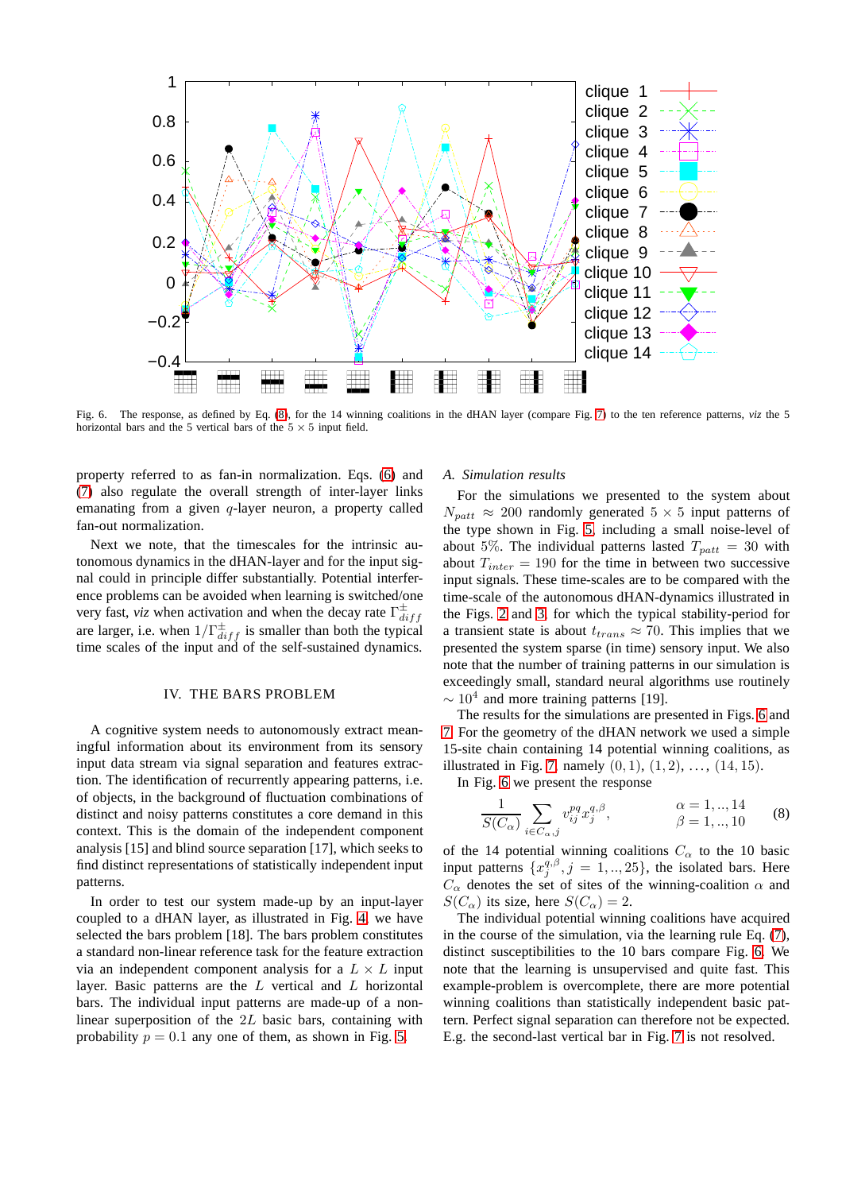Fig. 6. The response, as defined by Eq. (8), for the 14 winning coalitions in the dHAN layer (compare Fig. 7) to the ten reference patterns, *viz* the 5 horizontal bars and the 5 vertical bars of the $5 \times 5$ input field.

property referred to as fan-in normalization. Eqs. (6) and (7) also regulate the overall strength of inter-layer links emanating from a given $q$-layer neuron, a property called fan-out normalization.

Next we note, that the timescales for the intrinsic autonomous dynamics in the dHAN-layer and for the input signal could in principle differ substantially. Potential interference problems can be avoided when learning is switched/one very fast, *viz* when activation and when the decay rate $\Gamma^{\pm}_{diff}$ are larger, i.e. when $1/\Gamma^{\pm}_{diff}$ is smaller than both the typical time scales of the input and of the self-sustained dynamics.

## IV. THE BARS PROBLEM

A cognitive system needs to autonomously extract meaningful information about its environment from its sensory input data stream via signal separation and features extraction. The identification of recurrently appearing patterns, i.e. of objects, in the background of fluctuation combinations of distinct and noisy patterns constitutes a core demand in this context. This is the domain of the independent component analysis [15] and blind source separation [17], which seeks to find distinct representations of statistically independent input patterns.

In order to test our system made-up by an input-layer coupled to a dHAN layer, as illustrated in Fig. 4, we have selected the bars problem [18]. The bars problem constitutes a standard non-linear reference task for the feature extraction via an independent component analysis for a $L \times L$ input layer. Basic patterns are the $L$ vertical and $L$ horizontal bars. The individual input patterns are made-up of a non-linear superposition of the $2L$ basic bars, containing with probability $p = 0.1$ any one of them, as shown in Fig. 5.

### A. Simulation results

For the simulations we presented to the system about $N_{patt} \approx 200$ randomly generated $5 \times 5$ input patterns of the type shown in Fig. 5, including a small noise-level of about $5\%$. The individual patterns lasted $T_{patt} = 30$ with about $T_{inter} = 190$ for the time in between two successive input signals. These time-scales are to be compared with the time-scale of the autonomous dHAN-dynamics illustrated in the Figs. 2 and 3, for which the typical stability-period for a transient state is about $t_{trans} \approx 70$. This implies that we presented the system sparse (in time) sensory input. We also note that the number of training patterns in our simulation is exceedingly small, standard neural algorithms use routinely $\sim 10^4$ and more training patterns [19].

The results for the simulations are presented in Figs. 6 and 7. For the geometry of the dHAN network we used a simple 15-site chain containing 14 potential winning coalitions, as illustrated in Fig. 7, namely $(0, 1)$, $(1, 2)$, $\ldots$, $(14, 15)$.

In Fig. 6 we present the response

$$\frac{1}{S(C_\alpha)} \sum_{i \in C_\alpha, j} v^{pq}_{ij} x^{q,\beta}_j , \qquad \begin{array}{l} \alpha = 1, .., 14 \\ \beta = 1, .., 10 \end{array} \tag{8}$$

of the 14 potential winning coalitions $C_\alpha$ to the 10 basic input patterns $\{x^{q,\beta}_j, j = 1, .., 25\}$, the isolated bars. Here $C_\alpha$ denotes the set of sites of the winning-coalition $\alpha$ and $S(C_\alpha)$ its size, here $S(C_\alpha) = 2$.

The individual potential winning coalitions have acquired in the course of the simulation, via the learning rule Eq. (7), distinct susceptibilities to the 10 bars compare Fig. 6. We note that the learning is unsupervised and quite fast. This example-problem is overcomplete, there are more potential winning coalitions than statistically independent basic pattern. Perfect signal separation can therefore not be expected. E.g. the second-last vertical bar in Fig. 7 is not resolved.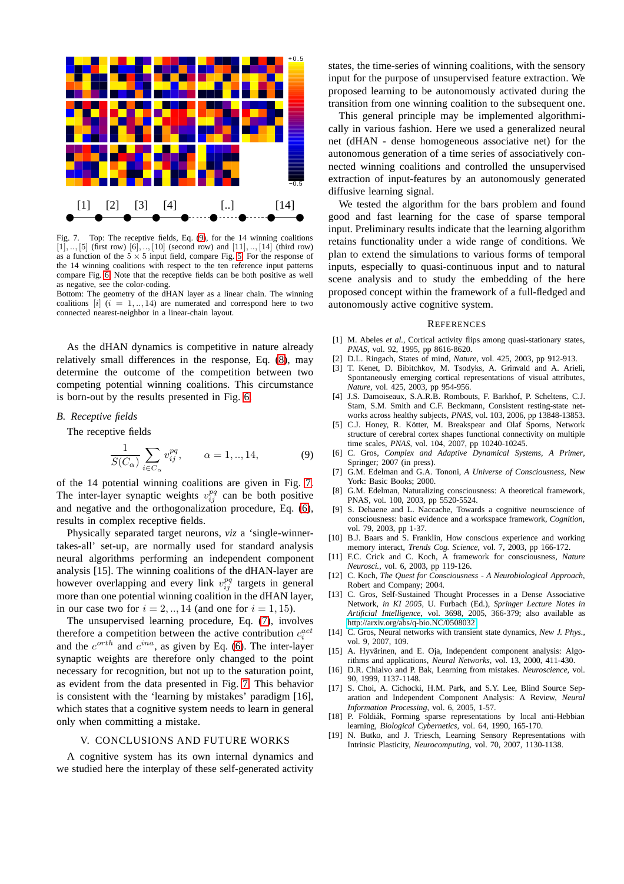+0.5

−0.5

[1] [2] [3] [4] [..] [14]

Fig. 7. Top: The receptive fields, Eq. (9), for the 14 winning coalitions $[1], .., [5]$ (first row) $[6], .., [10]$ (second row) and $[11], .., [14]$ (third row) as a function of the $5 \times 5$ input field, compare Fig. 5. For the response of the 14 winning coalitions with respect to the ten reference input patterns compare Fig. 6. Note that the receptive fields can be both positive as well as negative, see the color-coding.
Bottom: The geometry of the dHAN layer as a linear chain. The winning coalitions $[i]$ $(i = 1, .., 14)$ are numerated and correspond here to two connected nearest-neighbor in a linear-chain layout.

As the dHAN dynamics is competitive in nature already relatively small differences in the response, Eq. (8), may determine the outcome of the competition between two competing potential winning coalitions. This circumstance is born-out by the results presented in Fig. 6.

### B. Receptive fields

The receptive fields

$$\frac{1}{S(C_\alpha)} \sum_{i \in C_\alpha} v_{ij}^{pq}, \qquad \alpha = 1, .., 14, \tag{9}$$

of the 14 potential winning coalitions are given in Fig. 7. The inter-layer synaptic weights $v_{ij}^{pq}$ can be both positive and negative and the orthogonalization procedure, Eq. (6), results in complex receptive fields.

Physically separated target neurons, *viz* a 'single-winner-takes-all' set-up, are normally used for standard analysis neural algorithms performing an independent component analysis [15]. The winning coalitions of the dHAN-layer are however overlapping and every link $v_{ij}^{pq}$ targets in general more than one potential winning coalition in the dHAN layer, in our case two for $i = 2, .., 14$ (and one for $i = 1, 15$).

The unsupervised learning procedure, Eq. (7), involves therefore a competition between the active contribution $c_i^{act}$ and the $c^{orth}$ and $c^{ina}$, as given by Eq. (6). The inter-layer synaptic weights are therefore only changed to the point necessary for recognition, but not up to the saturation point, as evident from the data presented in Fig. 7. This behavior is consistent with the 'learning by mistakes' paradigm [16], which states that a cognitive system needs to learn in general only when committing a mistake.

## V. Conclusions and Future Works

A cognitive system has its own internal dynamics and we studied here the interplay of these self-generated activity states, the time-series of winning coalitions, with the sensory input for the purpose of unsupervised feature extraction. We proposed learning to be autonomously activated during the transition from one winning coalition to the subsequent one.

This general principle may be implemented algorithmically in various fashion. Here we used a generalized neural net (dHAN - dense homogeneous associative net) for the autonomous generation of a time series of associatively connected winning coalitions and controlled the unsupervised extraction of input-features by an autonomously generated diffusive learning signal.

We tested the algorithm for the bars problem and found good and fast learning for the case of sparse temporal input. Preliminary results indicate that the learning algorithm retains functionality under a wide range of conditions. We plan to extend the simulations to various forms of temporal inputs, especially to quasi-continuous input and to natural scene analysis and to study the embedding of the here proposed concept within the framework of a full-fledged and autonomously active cognitive system.

## References

[1] M. Abeles *et al.*, Cortical activity flips among quasi-stationary states, *PNAS*, vol. 92, 1995, pp 8616-8620.

[2] D.L. Ringach, States of mind, *Nature*, vol. 425, 2003, pp 912-913.

[3] T. Kenet, D. Bibitchkov, M. Tsodyks, A. Grinvald and A. Arieli, Spontaneously emerging cortical representations of visual attributes, *Nature*, vol. 425, 2003, pp 954-956.

[4] J.S. Damoiseaux, S.A.R.B. Rombouts, F. Barkhof, P. Scheltens, C.J. Stam, S.M. Smith and C.F. Beckmann, Consistent resting-state networks across healthy subjects, *PNAS*, vol. 103, 2006, pp 13848-13853.

[5] C.J. Honey, R. Kötter, M. Breakspear and Olaf Sporns, Network structure of cerebral cortex shapes functional connectivity on multiple time scales, *PNAS*, vol. 104, 2007, pp 10240-10245.

[6] C. Gros, *Complex and Adaptive Dynamical Systems, A Primer*, Springer; 2007 (in press).

[7] G.M. Edelman and G.A. Tononi, *A Universe of Consciousness*, New York: Basic Books; 2000.

[8] G.M. Edelman, Naturalizing consciousness: A theoretical framework, PNAS, vol. 100, 2003, pp 5520-5524.

[9] S. Dehaene and L. Naccache, Towards a cognitive neuroscience of consciousness: basic evidence and a workspace framework, *Cognition*, vol. 79, 2003, pp 1-37.

[10] B.J. Baars and S. Franklin, How conscious experience and working memory interact, *Trends Cog. Science*, vol. 7, 2003, pp 166-172.

[11] F.C. Crick and C. Koch, A framework for consciousness, *Nature Neurosci.*, vol. 6, 2003, pp 119-126.

[12] C. Koch, *The Quest for Consciousness - A Neurobiological Approach*, Robert and Company; 2004.

[13] C. Gros, Self-Sustained Thought Processes in a Dense Associative Network, *in KI 2005*, U. Furbach (Ed.), *Springer Lecture Notes in Artificial Intelligence*, vol. 3698, 2005, 366-379; also available as http://arxiv.org/abs/q-bio.NC/0508032

[14] C. Gros, Neural networks with transient state dynamics, *New J. Phys.*, vol. 9, 2007, 109.

[15] A. Hyvärinen, and E. Oja, Independent component analysis: Algorithms and applications, *Neural Networks*, vol. 13, 2000, 411-430.

[16] D.R. Chialvo and P. Bak, Learning from mistakes. *Neuroscience*, vol. 90, 1999, 1137-1148.

[17] S. Choi, A. Cichocki, H.M. Park, and S.Y. Lee, Blind Source Separation and Independent Component Analysis: A Review, *Neural Information Processing*, vol. 6, 2005, 1-57.

[18] P. Földiák, Forming sparse representations by local anti-Hebbian learning, *Biological Cybernetics*, vol. 64, 1990, 165-170.

[19] N. Butko, and J. Triesch, Learning Sensory Representations with Intrinsic Plasticity, *Neurocomputing*, vol. 70, 2007, 1130-1138.